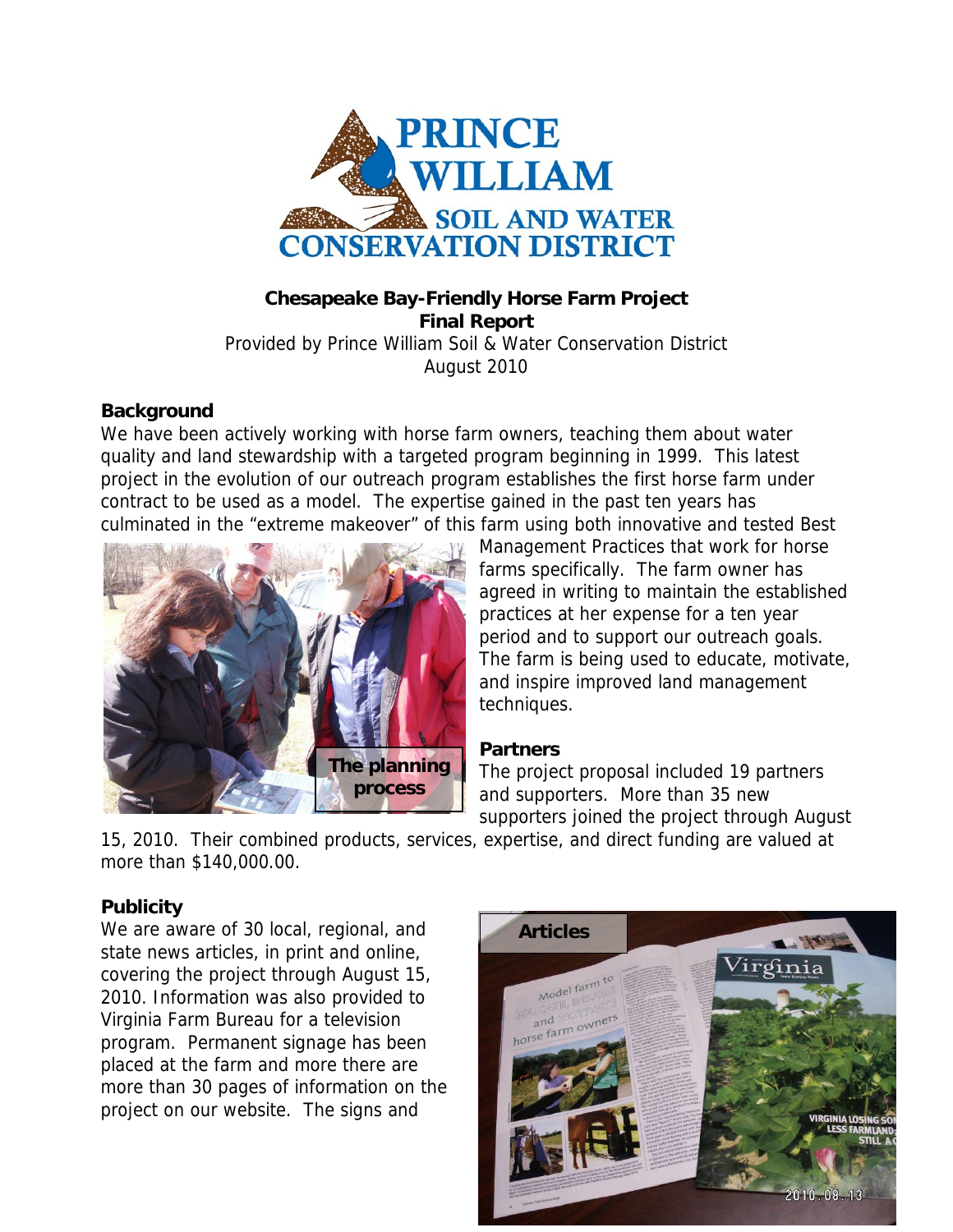**Chesapeake Bay-Friendly Horse Farm Project**
**Final Report**
Provided by Prince William Soil & Water Conservation District
August 2010

## Background

We have been actively working with horse farm owners, teaching them about water quality and land stewardship with a targeted program beginning in 1999. This latest project in the evolution of our outreach program establishes the first horse farm under contract to be used as a model. The expertise gained in the past ten years has culminated in the "extreme makeover" of this farm using both innovative and tested Best Management Practices that work for horse farms specifically. The farm owner has agreed in writing to maintain the established practices at her expense for a ten year period and to support our outreach goals. The farm is being used to educate, motivate, and inspire improved land management techniques.

The planning process

## Partners

The project proposal included 19 partners and supporters. More than 35 new supporters joined the project through August 15, 2010. Their combined products, services, expertise, and direct funding are valued at more than $140,000.00.

## Publicity

We are aware of 30 local, regional, and state news articles, in print and online, covering the project through August 15, 2010. Information was also provided to Virginia Farm Bureau for a television program. Permanent signage has been placed at the farm and more there are more than 30 pages of information on the project on our website. The signs and

Articles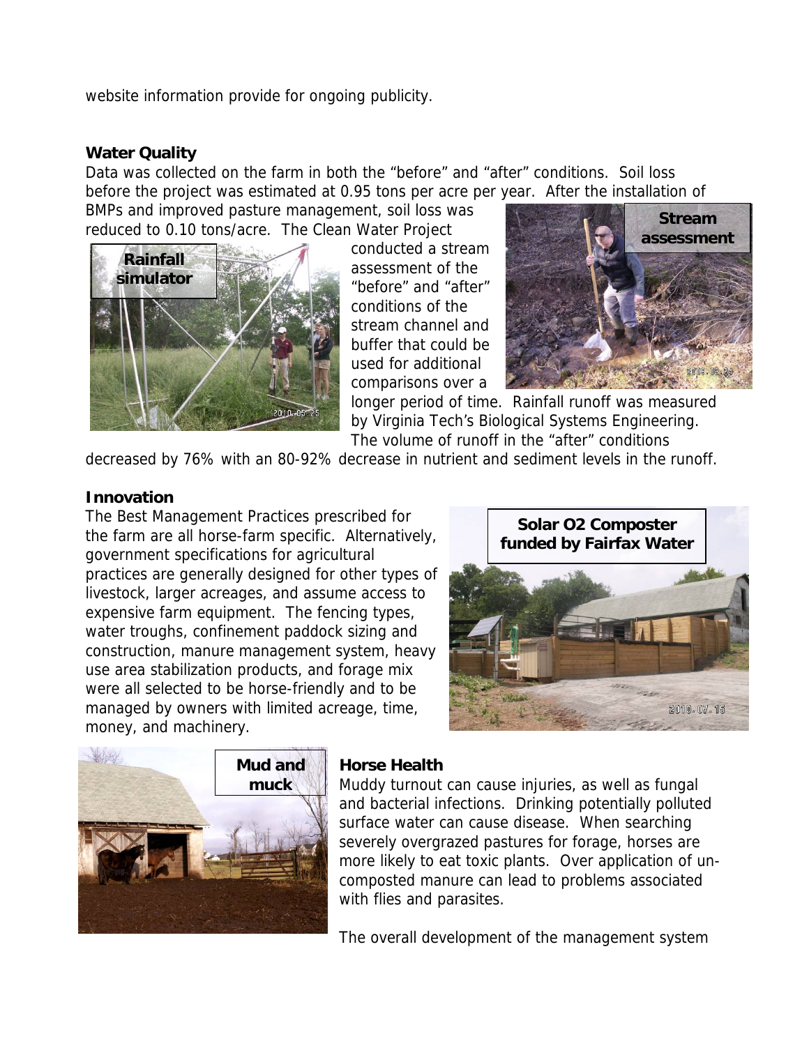website information provide for ongoing publicity.

**Water Quality**

Data was collected on the farm in both the "before" and "after" conditions. Soil loss before the project was estimated at 0.95 tons per acre per year. After the installation of BMPs and improved pasture management, soil loss was reduced to 0.10 tons/acre. The Clean Water Project conducted a stream assessment of the "before" and "after" conditions of the stream channel and buffer that could be used for additional comparisons over a longer period of time. Rainfall runoff was measured by Virginia Tech's Biological Systems Engineering. The volume of runoff in the "after" conditions decreased by 76% with an 80-92% decrease in nutrient and sediment levels in the runoff.

Rainfall simulator

Stream assessment

**Innovation**

The Best Management Practices prescribed for the farm are all horse-farm specific. Alternatively, government specifications for agricultural practices are generally designed for other types of livestock, larger acreages, and assume access to expensive farm equipment. The fencing types, water troughs, confinement paddock sizing and construction, manure management system, heavy use area stabilization products, and forage mix were all selected to be horse-friendly and to be managed by owners with limited acreage, time, money, and machinery.

Solar O2 Composter funded by Fairfax Water

Mud and muck

**Horse Health**

Muddy turnout can cause injuries, as well as fungal and bacterial infections. Drinking potentially polluted surface water can cause disease. When searching severely overgrazed pastures for forage, horses are more likely to eat toxic plants. Over application of un-composted manure can lead to problems associated with flies and parasites.

The overall development of the management system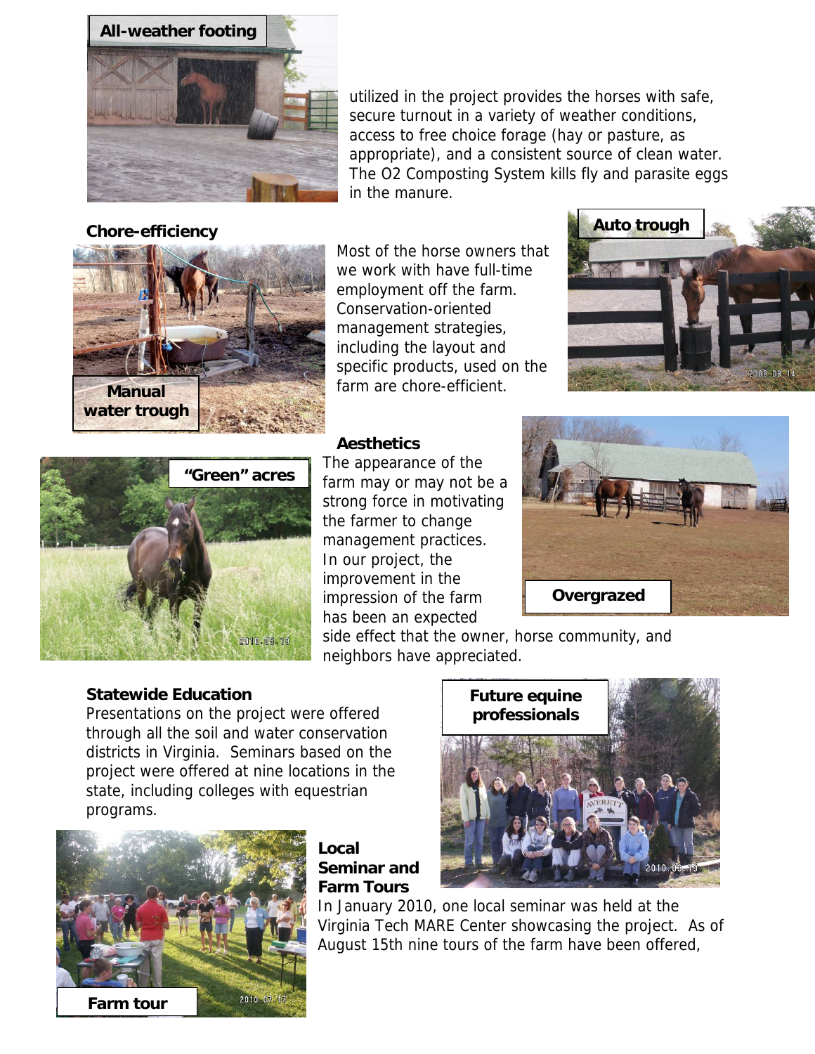All-weather footing

utilized in the project provides the horses with safe, secure turnout in a variety of weather conditions, access to free choice forage (hay or pasture, as appropriate), and a consistent source of clean water. The O2 Composting System kills fly and parasite eggs in the manure.

**Chore-efficiency**

Manual water trough

Most of the horse owners that we work with have full-time employment off the farm. Conservation-oriented management strategies, including the layout and specific products, used on the farm are chore-efficient.

Auto trough

"Green" acres

**Aesthetics**

The appearance of the farm may or may not be a strong force in motivating the farmer to change management practices. In our project, the improvement in the impression of the farm has been an expected side effect that the owner, horse community, and neighbors have appreciated.

Overgrazed

**Statewide Education**

Presentations on the project were offered through all the soil and water conservation districts in Virginia. Seminars based on the project were offered at nine locations in the state, including colleges with equestrian programs.

Future equine professionals

**Local Seminar and Farm Tours**

In January 2010, one local seminar was held at the Virginia Tech MARE Center showcasing the project. As of August 15th nine tours of the farm have been offered,

Farm tour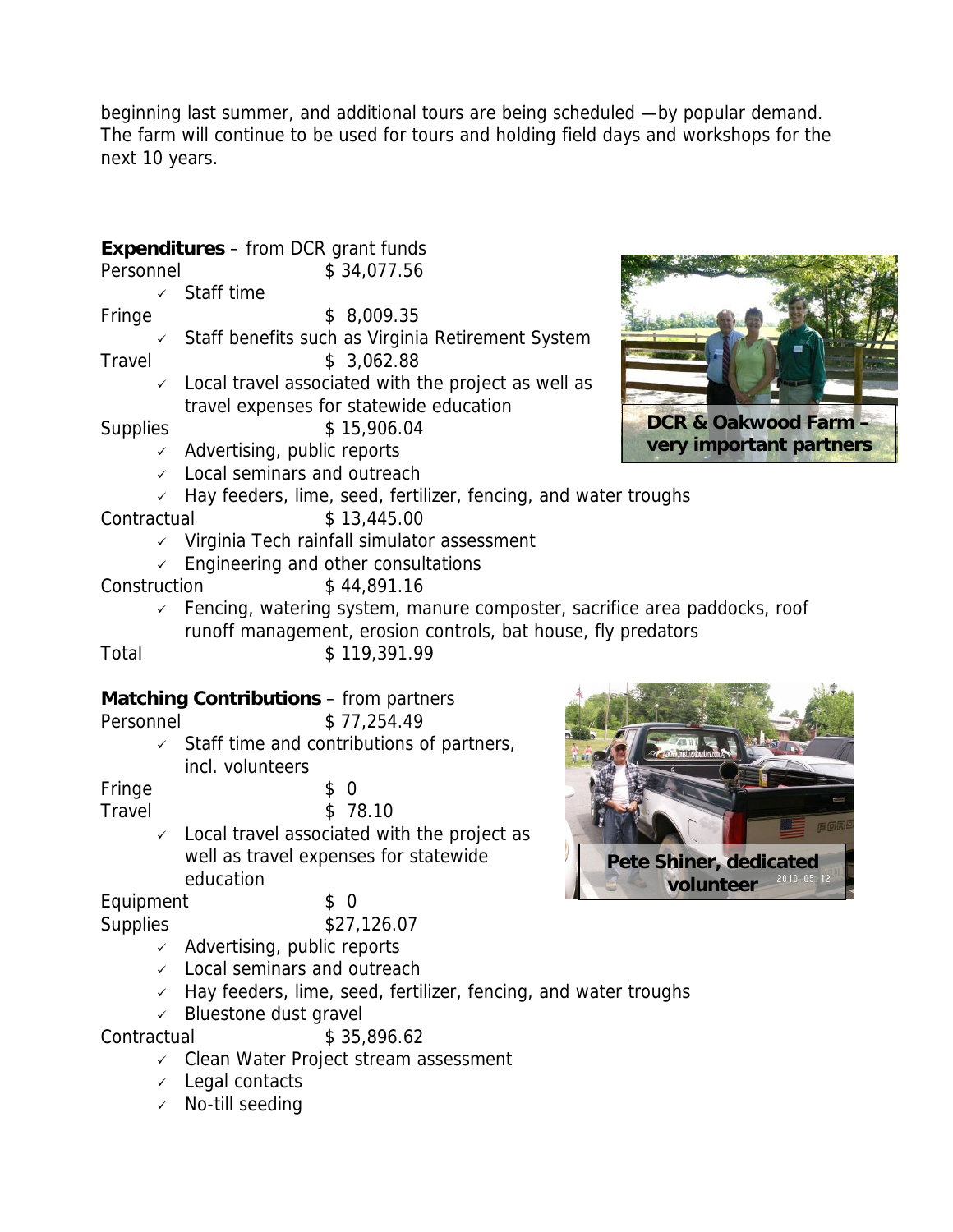beginning last summer, and additional tours are being scheduled —by popular demand. The farm will continue to be used for tours and holding field days and workshops for the next 10 years.

**Expenditures** – from DCR grant funds

Personnel $ 34,077.56
- ✓ Staff time

Fringe $ 8,009.35
- ✓ Staff benefits such as Virginia Retirement System

Travel $ 3,062.88
- ✓ Local travel associated with the project as well as travel expenses for statewide education

Supplies $ 15,906.04
- ✓ Advertising, public reports
- ✓ Local seminars and outreach
- ✓ Hay feeders, lime, seed, fertilizer, fencing, and water troughs

Contractual $ 13,445.00
- ✓ Virginia Tech rainfall simulator assessment
- ✓ Engineering and other consultations

Construction $ 44,891.16
- ✓ Fencing, watering system, manure composter, sacrifice area paddocks, roof runoff management, erosion controls, bat house, fly predators

Total $ 119,391.99

**DCR & Oakwood Farm – very important partners**

**Matching Contributions** – from partners

Personnel $ 77,254.49
- ✓ Staff time and contributions of partners, incl. volunteers

Fringe $ 0

Travel $ 78.10
- ✓ Local travel associated with the project as well as travel expenses for statewide education

Equipment $ 0

Supplies $27,126.07
- ✓ Advertising, public reports
- ✓ Local seminars and outreach
- ✓ Hay feeders, lime, seed, fertilizer, fencing, and water troughs
- ✓ Bluestone dust gravel

Contractual $ 35,896.62
- ✓ Clean Water Project stream assessment
- ✓ Legal contacts
- ✓ No-till seeding

**Pete Shiner, dedicated volunteer**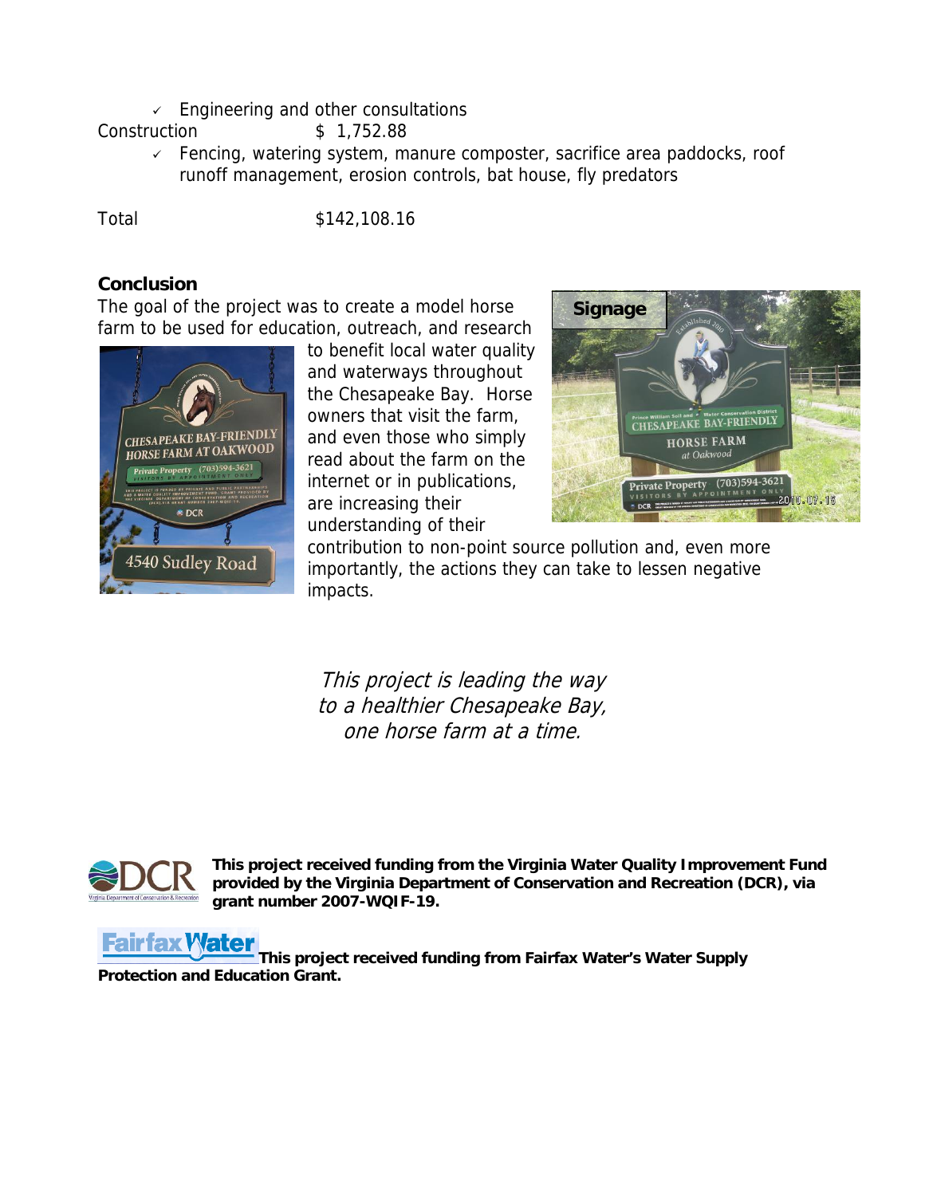- ✓ Engineering and other consultations

Construction $ 1,752.88

- ✓ Fencing, watering system, manure composter, sacrifice area paddocks, roof runoff management, erosion controls, bat house, fly predators

Total $142,108.16

**Conclusion**

The goal of the project was to create a model horse farm to be used for education, outreach, and research to benefit local water quality and waterways throughout the Chesapeake Bay. Horse owners that visit the farm, and even those who simply read about the farm on the internet or in publications, are increasing their understanding of their contribution to non-point source pollution and, even more importantly, the actions they can take to lessen negative impacts.

Signage

*This project is leading the way to a healthier Chesapeake Bay, one horse farm at a time.*

**This project received funding from the Virginia Water Quality Improvement Fund provided by the Virginia Department of Conservation and Recreation (DCR), via grant number 2007-WQIF-19.**

**This project received funding from Fairfax Water's Water Supply Protection and Education Grant.**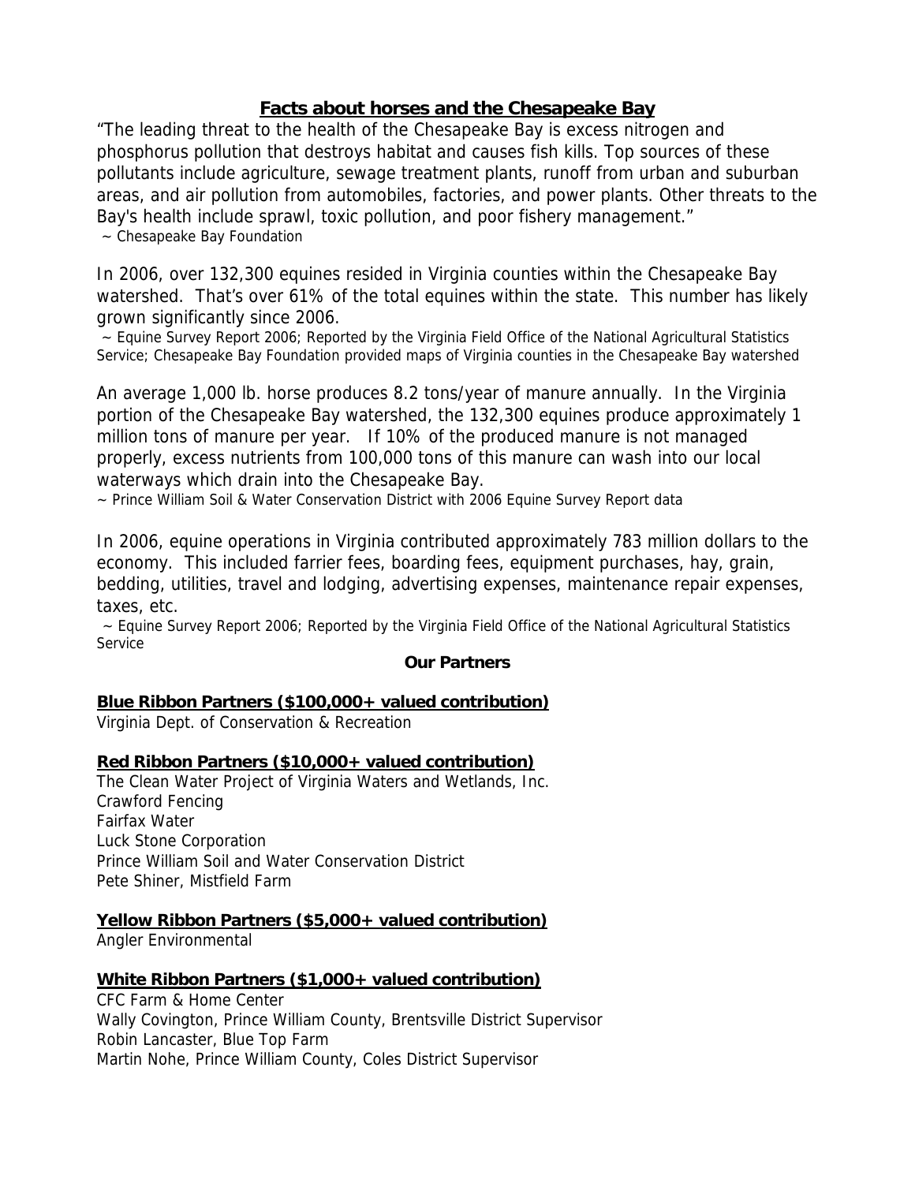## Facts about horses and the Chesapeake Bay

"The leading threat to the health of the Chesapeake Bay is excess nitrogen and phosphorus pollution that destroys habitat and causes fish kills. Top sources of these pollutants include agriculture, sewage treatment plants, runoff from urban and suburban areas, and air pollution from automobiles, factories, and power plants. Other threats to the Bay's health include sprawl, toxic pollution, and poor fishery management."
~ Chesapeake Bay Foundation

In 2006, over 132,300 equines resided in Virginia counties within the Chesapeake Bay watershed. That's over 61% of the total equines within the state. This number has likely grown significantly since 2006.
~ Equine Survey Report 2006; Reported by the Virginia Field Office of the National Agricultural Statistics Service; Chesapeake Bay Foundation provided maps of Virginia counties in the Chesapeake Bay watershed

An average 1,000 lb. horse produces 8.2 tons/year of manure annually. In the Virginia portion of the Chesapeake Bay watershed, the 132,300 equines produce approximately 1 million tons of manure per year. If 10% of the produced manure is not managed properly, excess nutrients from 100,000 tons of this manure can wash into our local waterways which drain into the Chesapeake Bay.
~ Prince William Soil & Water Conservation District with 2006 Equine Survey Report data

In 2006, equine operations in Virginia contributed approximately 783 million dollars to the economy. This included farrier fees, boarding fees, equipment purchases, hay, grain, bedding, utilities, travel and lodging, advertising expenses, maintenance repair expenses, taxes, etc.
~ Equine Survey Report 2006; Reported by the Virginia Field Office of the National Agricultural Statistics Service

## Our Partners

### Blue Ribbon Partners ($100,000+ valued contribution)

Virginia Dept. of Conservation & Recreation

### Red Ribbon Partners ($10,000+ valued contribution)

The Clean Water Project of Virginia Waters and Wetlands, Inc.
Crawford Fencing
Fairfax Water
Luck Stone Corporation
Prince William Soil and Water Conservation District
Pete Shiner, Mistfield Farm

### Yellow Ribbon Partners ($5,000+ valued contribution)

Angler Environmental

### White Ribbon Partners ($1,000+ valued contribution)

CFC Farm & Home Center
Wally Covington, Prince William County, Brentsville District Supervisor
Robin Lancaster, Blue Top Farm
Martin Nohe, Prince William County, Coles District Supervisor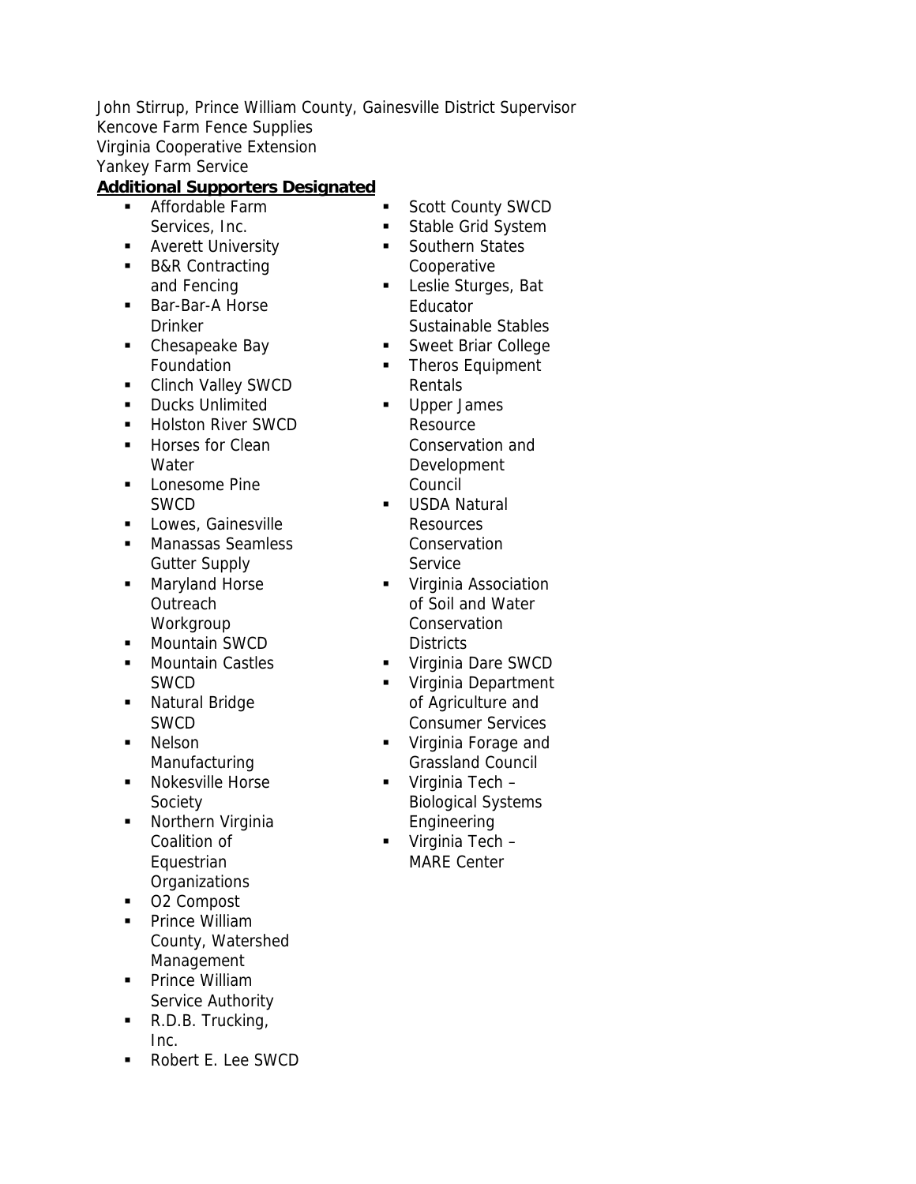John Stirrup, Prince William County, Gainesville District Supervisor
Kencove Farm Fence Supplies
Virginia Cooperative Extension
Yankey Farm Service

**Additional Supporters Designated**

- Affordable Farm Services, Inc.
- Averett University
- B&R Contracting and Fencing
- Bar-Bar-A Horse Drinker
- Chesapeake Bay Foundation
- Clinch Valley SWCD
- Ducks Unlimited
- Holston River SWCD
- Horses for Clean Water
- Lonesome Pine SWCD
- Lowes, Gainesville
- Manassas Seamless Gutter Supply
- Maryland Horse Outreach Workgroup
- Mountain SWCD
- Mountain Castles SWCD
- Natural Bridge SWCD
- Nelson Manufacturing
- Nokesville Horse Society
- Northern Virginia Coalition of Equestrian Organizations
- O2 Compost
- Prince William County, Watershed Management
- Prince William Service Authority
- R.D.B. Trucking, Inc.
- Robert E. Lee SWCD
- Scott County SWCD
- Stable Grid System
- Southern States Cooperative
- Leslie Sturges, Bat Educator Sustainable Stables
- Sweet Briar College
- Theros Equipment Rentals
- Upper James Resource Conservation and Development Council
- USDA Natural Resources Conservation Service
- Virginia Association of Soil and Water Conservation Districts
- Virginia Dare SWCD
- Virginia Department of Agriculture and Consumer Services
- Virginia Forage and Grassland Council
- Virginia Tech – Biological Systems Engineering
- Virginia Tech – MARE Center